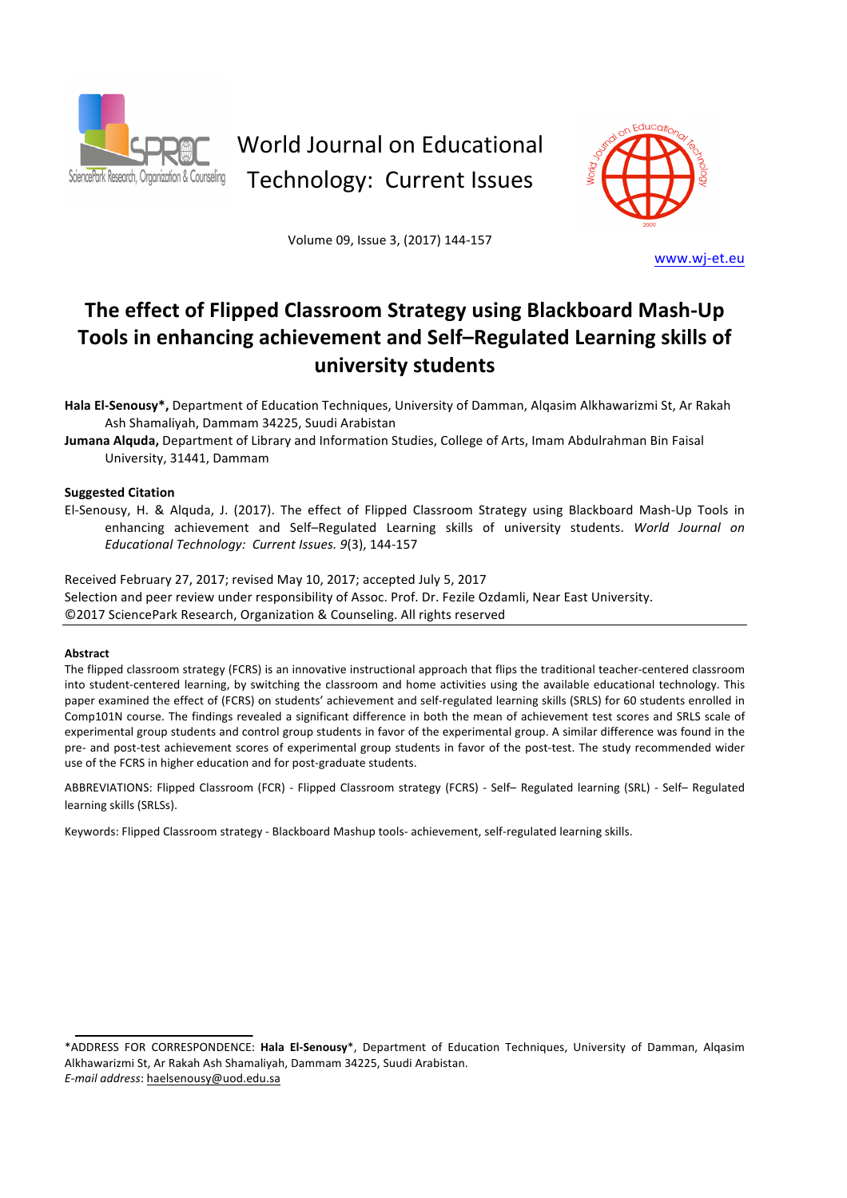World Journal on Educational Technology: Current Issues

Volume 09, Issue 3, (2017) 144-157

www.wj-et.eu

# The effect of Flipped Classroom Strategy using Blackboard Mash-Up Tools in enhancing achievement and Self–Regulated Learning skills of university students

**Hala El-Senousy\*,** Department of Education Techniques, University of Damman, Alqasim Alkhawarizmi St, Ar Rakah Ash Shamaliyah, Dammam 34225, Suudi Arabistan

**Jumana Alquda,** Department of Library and Information Studies, College of Arts, Imam Abdulrahman Bin Faisal University, 31441, Dammam

**Suggested Citation**

El-Senousy, H. & Alquda, J. (2017). The effect of Flipped Classroom Strategy using Blackboard Mash-Up Tools in enhancing achievement and Self–Regulated Learning skills of university students. *World Journal on Educational Technology: Current Issues. 9*(3), 144-157

Received February 27, 2017; revised May 10, 2017; accepted July 5, 2017

Selection and peer review under responsibility of Assoc. Prof. Dr. Fezile Ozdamli, Near East University.

©2017 SciencePark Research, Organization & Counseling. All rights reserved

---

**Abstract**

The flipped classroom strategy (FCRS) is an innovative instructional approach that flips the traditional teacher-centered classroom into student-centered learning, by switching the classroom and home activities using the available educational technology. This paper examined the effect of (FCRS) on students' achievement and self-regulated learning skills (SRLS) for 60 students enrolled in Comp101N course. The findings revealed a significant difference in both the mean of achievement test scores and SRLS scale of experimental group students and control group students in favor of the experimental group. A similar difference was found in the pre- and post-test achievement scores of experimental group students in favor of the post-test. The study recommended wider use of the FCRS in higher education and for post-graduate students.

ABBREVIATIONS: Flipped Classroom (FCR) - Flipped Classroom strategy (FCRS) - Self– Regulated learning (SRL) - Self– Regulated learning skills (SRLSs).

Keywords: Flipped Classroom strategy - Blackboard Mashup tools- achievement, self-regulated learning skills.

---

\*ADDRESS FOR CORRESPONDENCE: **Hala El-Senousy**\*, Department of Education Techniques, University of Damman, Alqasim Alkhawarizmi St, Ar Rakah Ash Shamaliyah, Dammam 34225, Suudi Arabistan.
*E-mail address*: haelsenousy@uod.edu.sa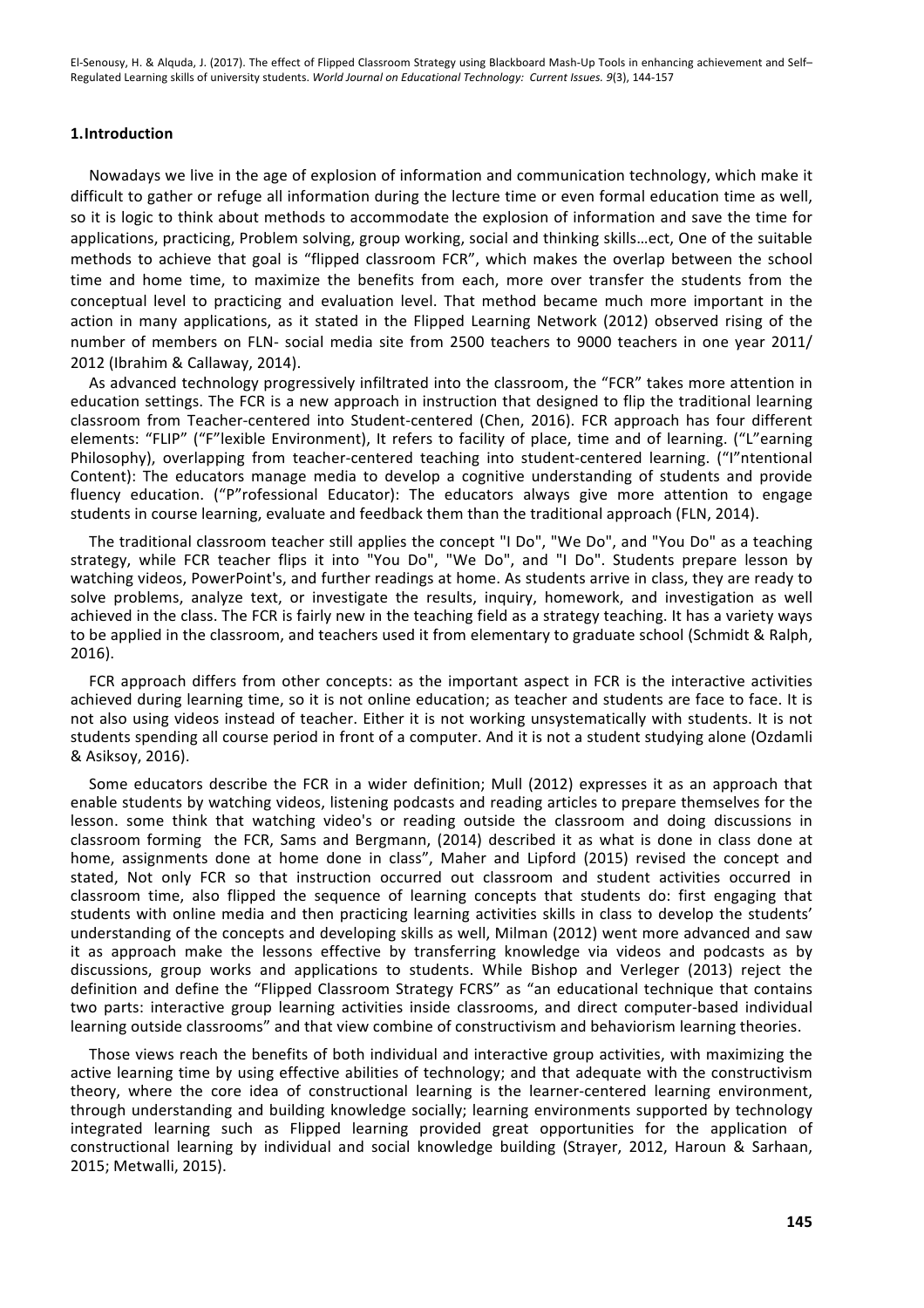## 1. Introduction

Nowadays we live in the age of explosion of information and communication technology, which make it difficult to gather or refuge all information during the lecture time or even formal education time as well, so it is logic to think about methods to accommodate the explosion of information and save the time for applications, practicing, Problem solving, group working, social and thinking skills…ect, One of the suitable methods to achieve that goal is "flipped classroom FCR", which makes the overlap between the school time and home time, to maximize the benefits from each, more over transfer the students from the conceptual level to practicing and evaluation level. That method became much more important in the action in many applications, as it stated in the Flipped Learning Network (2012) observed rising of the number of members on FLN- social media site from 2500 teachers to 9000 teachers in one year 2011/ 2012 (Ibrahim & Callaway, 2014).

As advanced technology progressively infiltrated into the classroom, the "FCR" takes more attention in education settings. The FCR is a new approach in instruction that designed to flip the traditional learning classroom from Teacher-centered into Student-centered (Chen, 2016). FCR approach has four different elements: "FLIP" ("F"lexible Environment), It refers to facility of place, time and of learning. ("L"earning Philosophy), overlapping from teacher-centered teaching into student-centered learning. ("I"ntentional Content): The educators manage media to develop a cognitive understanding of students and provide fluency education. ("P"rofessional Educator): The educators always give more attention to engage students in course learning, evaluate and feedback them than the traditional approach (FLN, 2014).

The traditional classroom teacher still applies the concept "I Do", "We Do", and "You Do" as a teaching strategy, while FCR teacher flips it into "You Do", "We Do", and "I Do". Students prepare lesson by watching videos, PowerPoint's, and further readings at home. As students arrive in class, they are ready to solve problems, analyze text, or investigate the results, inquiry, homework, and investigation as well achieved in the class. The FCR is fairly new in the teaching field as a strategy teaching. It has a variety ways to be applied in the classroom, and teachers used it from elementary to graduate school (Schmidt & Ralph, 2016).

FCR approach differs from other concepts: as the important aspect in FCR is the interactive activities achieved during learning time, so it is not online education; as teacher and students are face to face. It is not also using videos instead of teacher. Either it is not working unsystematically with students. It is not students spending all course period in front of a computer. And it is not a student studying alone (Ozdamli & Asiksoy, 2016).

Some educators describe the FCR in a wider definition; Mull (2012) expresses it as an approach that enable students by watching videos, listening podcasts and reading articles to prepare themselves for the lesson. some think that watching video's or reading outside the classroom and doing discussions in classroom forming the FCR, Sams and Bergmann, (2014) described it as what is done in class done at home, assignments done at home done in class", Maher and Lipford (2015) revised the concept and stated, Not only FCR so that instruction occurred out classroom and student activities occurred in classroom time, also flipped the sequence of learning concepts that students do: first engaging that students with online media and then practicing learning activities skills in class to develop the students' understanding of the concepts and developing skills as well, Milman (2012) went more advanced and saw it as approach make the lessons effective by transferring knowledge via videos and podcasts as by discussions, group works and applications to students. While Bishop and Verleger (2013) reject the definition and define the "Flipped Classroom Strategy FCRS" as "an educational technique that contains two parts: interactive group learning activities inside classrooms, and direct computer-based individual learning outside classrooms" and that view combine of constructivism and behaviorism learning theories.

Those views reach the benefits of both individual and interactive group activities, with maximizing the active learning time by using effective abilities of technology; and that adequate with the constructivism theory, where the core idea of constructional learning is the learner-centered learning environment, through understanding and building knowledge socially; learning environments supported by technology integrated learning such as Flipped learning provided great opportunities for the application of constructional learning by individual and social knowledge building (Strayer, 2012, Haroun & Sarhaan, 2015; Metwalli, 2015).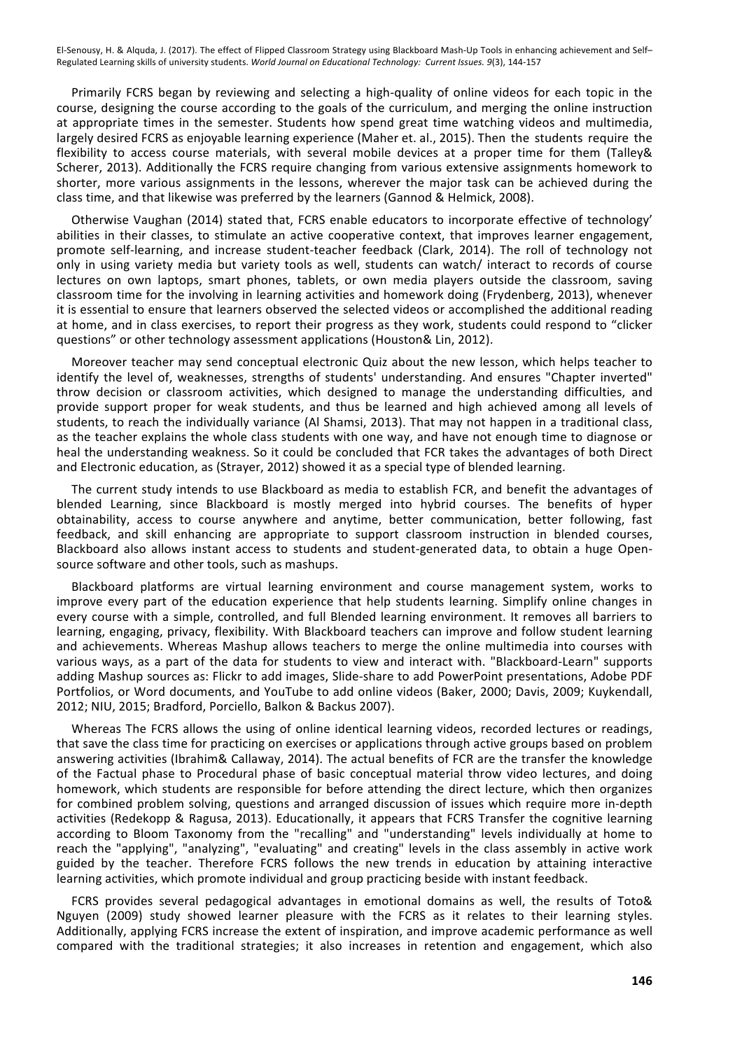Primarily FCRS began by reviewing and selecting a high-quality of online videos for each topic in the course, designing the course according to the goals of the curriculum, and merging the online instruction at appropriate times in the semester. Students how spend great time watching videos and multimedia, largely desired FCRS as enjoyable learning experience (Maher et. al., 2015). Then the students require the flexibility to access course materials, with several mobile devices at a proper time for them (Talley& Scherer, 2013). Additionally the FCRS require changing from various extensive assignments homework to shorter, more various assignments in the lessons, wherever the major task can be achieved during the class time, and that likewise was preferred by the learners (Gannod & Helmick, 2008).

Otherwise Vaughan (2014) stated that, FCRS enable educators to incorporate effective of technology' abilities in their classes, to stimulate an active cooperative context, that improves learner engagement, promote self-learning, and increase student-teacher feedback (Clark, 2014). The roll of technology not only in using variety media but variety tools as well, students can watch/ interact to records of course lectures on own laptops, smart phones, tablets, or own media players outside the classroom, saving classroom time for the involving in learning activities and homework doing (Frydenberg, 2013), whenever it is essential to ensure that learners observed the selected videos or accomplished the additional reading at home, and in class exercises, to report their progress as they work, students could respond to "clicker questions" or other technology assessment applications (Houston& Lin, 2012).

Moreover teacher may send conceptual electronic Quiz about the new lesson, which helps teacher to identify the level of, weaknesses, strengths of students' understanding. And ensures "Chapter inverted" throw decision or classroom activities, which designed to manage the understanding difficulties, and provide support proper for weak students, and thus be learned and high achieved among all levels of students, to reach the individually variance (Al Shamsi, 2013). That may not happen in a traditional class, as the teacher explains the whole class students with one way, and have not enough time to diagnose or heal the understanding weakness. So it could be concluded that FCR takes the advantages of both Direct and Electronic education, as (Strayer, 2012) showed it as a special type of blended learning.

The current study intends to use Blackboard as media to establish FCR, and benefit the advantages of blended Learning, since Blackboard is mostly merged into hybrid courses. The benefits of hyper obtainability, access to course anywhere and anytime, better communication, better following, fast feedback, and skill enhancing are appropriate to support classroom instruction in blended courses, Blackboard also allows instant access to students and student-generated data, to obtain a huge Open-source software and other tools, such as mashups.

Blackboard platforms are virtual learning environment and course management system, works to improve every part of the education experience that help students learning. Simplify online changes in every course with a simple, controlled, and full Blended learning environment. It removes all barriers to learning, engaging, privacy, flexibility. With Blackboard teachers can improve and follow student learning and achievements. Whereas Mashup allows teachers to merge the online multimedia into courses with various ways, as a part of the data for students to view and interact with. "Blackboard-Learn" supports adding Mashup sources as: Flickr to add images, Slide-share to add PowerPoint presentations, Adobe PDF Portfolios, or Word documents, and YouTube to add online videos (Baker, 2000; Davis, 2009; Kuykendall, 2012; NIU, 2015; Bradford, Porciello, Balkon & Backus 2007).

Whereas The FCRS allows the using of online identical learning videos, recorded lectures or readings, that save the class time for practicing on exercises or applications through active groups based on problem answering activities (Ibrahim& Callaway, 2014). The actual benefits of FCR are the transfer the knowledge of the Factual phase to Procedural phase of basic conceptual material throw video lectures, and doing homework, which students are responsible for before attending the direct lecture, which then organizes for combined problem solving, questions and arranged discussion of issues which require more in-depth activities (Redekopp & Ragusa, 2013). Educationally, it appears that FCRS Transfer the cognitive learning according to Bloom Taxonomy from the "recalling" and "understanding" levels individually at home to reach the "applying", "analyzing", "evaluating" and creating" levels in the class assembly in active work guided by the teacher. Therefore FCRS follows the new trends in education by attaining interactive learning activities, which promote individual and group practicing beside with instant feedback.

FCRS provides several pedagogical advantages in emotional domains as well, the results of Toto& Nguyen (2009) study showed learner pleasure with the FCRS as it relates to their learning styles. Additionally, applying FCRS increase the extent of inspiration, and improve academic performance as well compared with the traditional strategies; it also increases in retention and engagement, which also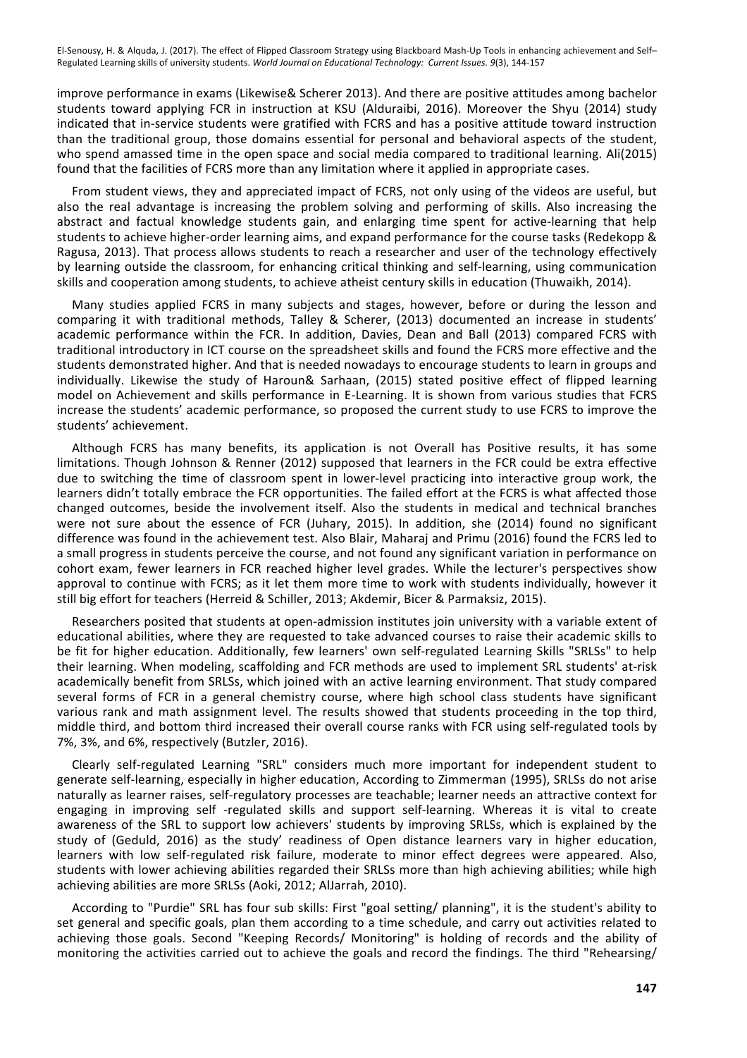improve performance in exams (Likewise& Scherer 2013). And there are positive attitudes among bachelor students toward applying FCR in instruction at KSU (Alduraibi, 2016). Moreover the Shyu (2014) study indicated that in-service students were gratified with FCRS and has a positive attitude toward instruction than the traditional group, those domains essential for personal and behavioral aspects of the student, who spend amassed time in the open space and social media compared to traditional learning. Ali(2015) found that the facilities of FCRS more than any limitation where it applied in appropriate cases.

From student views, they and appreciated impact of FCRS, not only using of the videos are useful, but also the real advantage is increasing the problem solving and performing of skills. Also increasing the abstract and factual knowledge students gain, and enlarging time spent for active-learning that help students to achieve higher-order learning aims, and expand performance for the course tasks (Redekopp & Ragusa, 2013). That process allows students to reach a researcher and user of the technology effectively by learning outside the classroom, for enhancing critical thinking and self-learning, using communication skills and cooperation among students, to achieve atheist century skills in education (Thuwaikh, 2014).

Many studies applied FCRS in many subjects and stages, however, before or during the lesson and comparing it with traditional methods, Talley & Scherer, (2013) documented an increase in students' academic performance within the FCR. In addition, Davies, Dean and Ball (2013) compared FCRS with traditional introductory in ICT course on the spreadsheet skills and found the FCRS more effective and the students demonstrated higher. And that is needed nowadays to encourage students to learn in groups and individually. Likewise the study of Haroun& Sarhaan, (2015) stated positive effect of flipped learning model on Achievement and skills performance in E-Learning. It is shown from various studies that FCRS increase the students' academic performance, so proposed the current study to use FCRS to improve the students' achievement.

Although FCRS has many benefits, its application is not Overall has Positive results, it has some limitations. Though Johnson & Renner (2012) supposed that learners in the FCR could be extra effective due to switching the time of classroom spent in lower-level practicing into interactive group work, the learners didn't totally embrace the FCR opportunities. The failed effort at the FCRS is what affected those changed outcomes, beside the involvement itself. Also the students in medical and technical branches were not sure about the essence of FCR (Juhary, 2015). In addition, she (2014) found no significant difference was found in the achievement test. Also Blair, Maharaj and Primu (2016) found the FCRS led to a small progress in students perceive the course, and not found any significant variation in performance on cohort exam, fewer learners in FCR reached higher level grades. While the lecturer's perspectives show approval to continue with FCRS; as it let them more time to work with students individually, however it still big effort for teachers (Herreid & Schiller, 2013; Akdemir, Bicer & Parmaksiz, 2015).

Researchers posited that students at open-admission institutes join university with a variable extent of educational abilities, where they are requested to take advanced courses to raise their academic skills to be fit for higher education. Additionally, few learners' own self-regulated Learning Skills "SRLSs" to help their learning. When modeling, scaffolding and FCR methods are used to implement SRL students' at-risk academically benefit from SRLSs, which joined with an active learning environment. That study compared several forms of FCR in a general chemistry course, where high school class students have significant various rank and math assignment level. The results showed that students proceeding in the top third, middle third, and bottom third increased their overall course ranks with FCR using self-regulated tools by 7%, 3%, and 6%, respectively (Butzler, 2016).

Clearly self-regulated Learning "SRL" considers much more important for independent student to generate self-learning, especially in higher education, According to Zimmerman (1995), SRLSs do not arise naturally as learner raises, self-regulatory processes are teachable; learner needs an attractive context for engaging in improving self -regulated skills and support self-learning. Whereas it is vital to create awareness of the SRL to support low achievers' students by improving SRLSs, which is explained by the study of (Geduld, 2016) as the study' readiness of Open distance learners vary in higher education, learners with low self-regulated risk failure, moderate to minor effect degrees were appeared. Also, students with lower achieving abilities regarded their SRLSs more than high achieving abilities; while high achieving abilities are more SRLSs (Aoki, 2012; AlJarrah, 2010).

According to "Purdie" SRL has four sub skills: First "goal setting/ planning", it is the student's ability to set general and specific goals, plan them according to a time schedule, and carry out activities related to achieving those goals. Second "Keeping Records/ Monitoring" is holding of records and the ability of monitoring the activities carried out to achieve the goals and record the findings. The third "Rehearsing/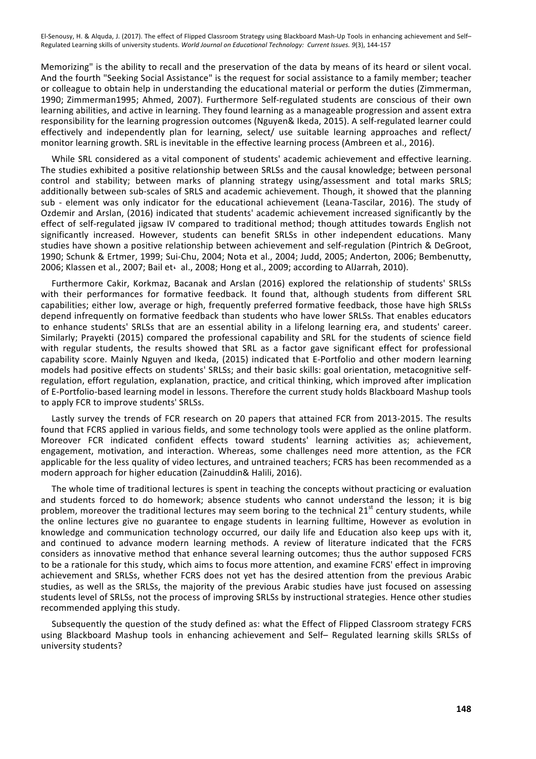Memorizing" is the ability to recall and the preservation of the data by means of its heard or silent vocal. And the fourth "Seeking Social Assistance" is the request for social assistance to a family member; teacher or colleague to obtain help in understanding the educational material or perform the duties (Zimmerman, 1990; Zimmerman1995; Ahmed, 2007). Furthermore Self-regulated students are conscious of their own learning abilities, and active in learning. They found learning as a manageable progression and assent extra responsibility for the learning progression outcomes (Nguyen& Ikeda, 2015). A self-regulated learner could effectively and independently plan for learning, select/ use suitable learning approaches and reflect/ monitor learning growth. SRL is inevitable in the effective learning process (Ambreen et al., 2016).

While SRL considered as a vital component of students' academic achievement and effective learning. The studies exhibited a positive relationship between SRLSs and the causal knowledge; between personal control and stability; between marks of planning strategy using/assessment and total marks SRLS; additionally between sub-scales of SRLS and academic achievement. Though, it showed that the planning sub - element was only indicator for the educational achievement (Leana-Tascilar, 2016). The study of Ozdemir and Arslan, (2016) indicated that students' academic achievement increased significantly by the effect of self-regulated jigsaw IV compared to traditional method; though attitudes towards English not significantly increased. However, students can benefit SRLSs in other independent educations. Many studies have shown a positive relationship between achievement and self-regulation (Pintrich & DeGroot, 1990; Schunk & Ertmer, 1999; Sui-Chu, 2004; Nota et al., 2004; Judd, 2005; Anderton, 2006; Bembenutty, 2006; Klassen et al., 2007; Bail et، al., 2008; Hong et al., 2009; according to AlJarrah, 2010).

Furthermore Cakir, Korkmaz, Bacanak and Arslan (2016) explored the relationship of students' SRLSs with their performances for formative feedback. It found that, although students from different SRL capabilities; either low, average or high, frequently preferred formative feedback, those have high SRLSs depend infrequently on formative feedback than students who have lower SRLSs. That enables educators to enhance students' SRLSs that are an essential ability in a lifelong learning era, and students' career. Similarly; Prayekti (2015) compared the professional capability and SRL for the students of science field with regular students, the results showed that SRL as a factor gave significant effect for professional capability score. Mainly Nguyen and Ikeda, (2015) indicated that E-Portfolio and other modern learning models had positive effects on students' SRLSs; and their basic skills: goal orientation, metacognitive self-regulation, effort regulation, explanation, practice, and critical thinking, which improved after implication of E-Portfolio-based learning model in lessons. Therefore the current study holds Blackboard Mashup tools to apply FCR to improve students' SRLSs.

Lastly survey the trends of FCR research on 20 papers that attained FCR from 2013-2015. The results found that FCRS applied in various fields, and some technology tools were applied as the online platform. Moreover FCR indicated confident effects toward students' learning activities as; achievement, engagement, motivation, and interaction. Whereas, some challenges need more attention, as the FCR applicable for the less quality of video lectures, and untrained teachers; FCRS has been recommended as a modern approach for higher education (Zainuddin& Halili, 2016).

The whole time of traditional lectures is spent in teaching the concepts without practicing or evaluation and students forced to do homework; absence students who cannot understand the lesson; it is big problem, moreover the traditional lectures may seem boring to the technical 21st century students, while the online lectures give no guarantee to engage students in learning fulltime, However as evolution in knowledge and communication technology occurred, our daily life and Education also keep ups with it, and continued to advance modern learning methods. A review of literature indicated that the FCRS considers as innovative method that enhance several learning outcomes; thus the author supposed FCRS to be a rationale for this study, which aims to focus more attention, and examine FCRS' effect in improving achievement and SRLSs, whether FCRS does not yet has the desired attention from the previous Arabic studies, as well as the SRLSs, the majority of the previous Arabic studies have just focused on assessing students level of SRLSs, not the process of improving SRLSs by instructional strategies. Hence other studies recommended applying this study.

Subsequently the question of the study defined as: what the Effect of Flipped Classroom strategy FCRS using Blackboard Mashup tools in enhancing achievement and Self– Regulated learning skills SRLSs of university students?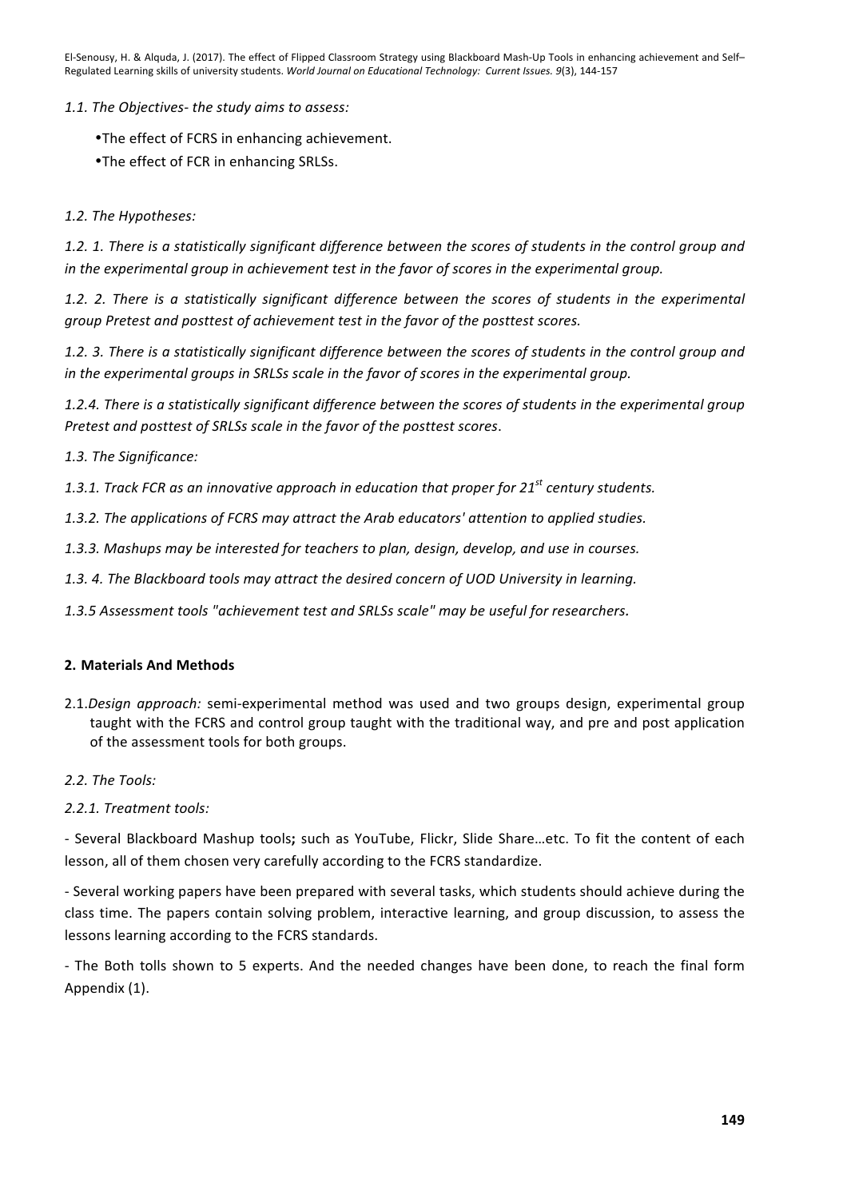*1.1. The Objectives- the study aims to assess:*

- The effect of FCRS in enhancing achievement.
- The effect of FCR in enhancing SRLSs.

*1.2. The Hypotheses:*

*1.2. 1. There is a statistically significant difference between the scores of students in the control group and in the experimental group in achievement test in the favor of scores in the experimental group.*

*1.2. 2. There is a statistically significant difference between the scores of students in the experimental group Pretest and posttest of achievement test in the favor of the posttest scores.*

*1.2. 3. There is a statistically significant difference between the scores of students in the control group and in the experimental groups in SRLSs scale in the favor of scores in the experimental group.*

*1.2.4. There is a statistically significant difference between the scores of students in the experimental group Pretest and posttest of SRLSs scale in the favor of the posttest scores.*

*1.3. The Significance:*

*1.3.1. Track FCR as an innovative approach in education that proper for 21st century students.*

*1.3.2. The applications of FCRS may attract the Arab educators' attention to applied studies.*

*1.3.3. Mashups may be interested for teachers to plan, design, develop, and use in courses.*

*1.3. 4. The Blackboard tools may attract the desired concern of UOD University in learning.*

*1.3.5 Assessment tools "achievement test and SRLSs scale" may be useful for researchers.*

## 2. Materials And Methods

2.1. *Design approach:* semi-experimental method was used and two groups design, experimental group taught with the FCRS and control group taught with the traditional way, and pre and post application of the assessment tools for both groups.

*2.2. The Tools:*

*2.2.1. Treatment tools:*

- Several Blackboard Mashup tools**;** such as YouTube, Flickr, Slide Share…etc. To fit the content of each lesson, all of them chosen very carefully according to the FCRS standardize.

- Several working papers have been prepared with several tasks, which students should achieve during the class time. The papers contain solving problem, interactive learning, and group discussion, to assess the lessons learning according to the FCRS standards.

- The Both tolls shown to 5 experts. And the needed changes have been done, to reach the final form Appendix (1).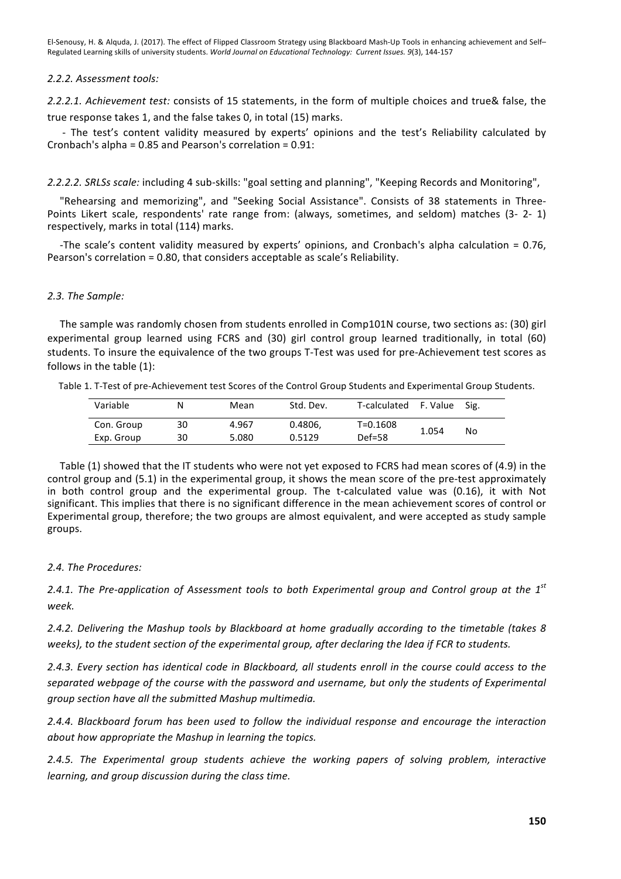*2.2.2. Assessment tools:*

*2.2.2.1. Achievement test:* consists of 15 statements, in the form of multiple choices and true& false, the true response takes 1, and the false takes 0, in total (15) marks.

- The test's content validity measured by experts' opinions and the test's Reliability calculated by Cronbach's alpha = 0.85 and Pearson's correlation = 0.91:

*2.2.2.2. SRLSs scale:* including 4 sub-skills: "goal setting and planning", "Keeping Records and Monitoring", "Rehearsing and memorizing", and "Seeking Social Assistance". Consists of 38 statements in Three-Points Likert scale, respondents' rate range from: (always, sometimes, and seldom) matches (3- 2- 1) respectively, marks in total (114) marks.

-The scale's content validity measured by experts' opinions, and Cronbach's alpha calculation = 0.76, Pearson's correlation = 0.80, that considers acceptable as scale's Reliability.

*2.3. The Sample:*

The sample was randomly chosen from students enrolled in Comp101N course, two sections as: (30) girl experimental group learned using FCRS and (30) girl control group learned traditionally, in total (60) students. To insure the equivalence of the two groups T-Test was used for pre-Achievement test scores as follows in the table (1):

Table 1. T-Test of pre-Achievement test Scores of the Control Group Students and Experimental Group Students.

| Variable | N | Mean | Std. Dev. | T-calculated | F. Value | Sig. |
|---|---|---|---|---|---|---|
| Con. Group | 30 | 4.967 | 0.4806, | T=0.1608 | 1.054 | No |
| Exp. Group | 30 | 5.080 | 0.5129 | Def=58 | | |

Table (1) showed that the IT students who were not yet exposed to FCRS had mean scores of (4.9) in the control group and (5.1) in the experimental group, it shows the mean score of the pre-test approximately in both control group and the experimental group. The t-calculated value was (0.16), it with Not significant. This implies that there is no significant difference in the mean achievement scores of control or Experimental group, therefore; the two groups are almost equivalent, and were accepted as study sample groups.

*2.4. The Procedures:*

*2.4.1. The Pre-application of Assessment tools to both Experimental group and Control group at the 1st week.*

*2.4.2. Delivering the Mashup tools by Blackboard at home gradually according to the timetable (takes 8 weeks), to the student section of the experimental group, after declaring the Idea if FCR to students.*

*2.4.3. Every section has identical code in Blackboard, all students enroll in the course could access to the separated webpage of the course with the password and username, but only the students of Experimental group section have all the submitted Mashup multimedia.*

*2.4.4. Blackboard forum has been used to follow the individual response and encourage the interaction about how appropriate the Mashup in learning the topics.*

*2.4.5. The Experimental group students achieve the working papers of solving problem, interactive learning, and group discussion during the class time.*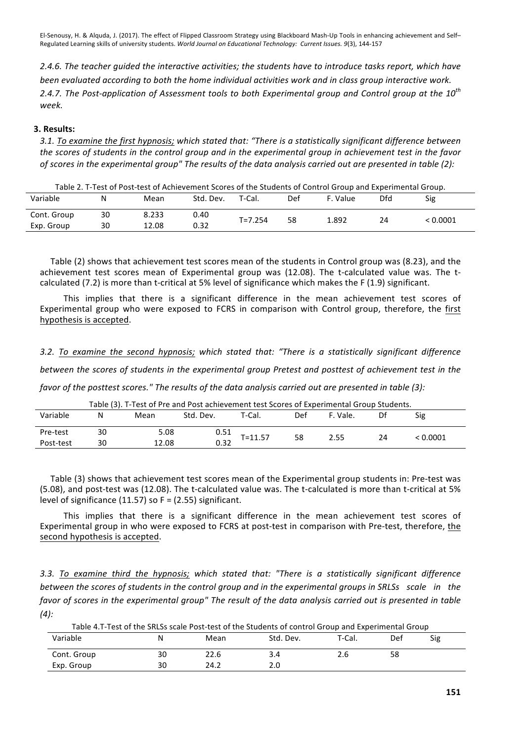*2.4.6. The teacher guided the interactive activities; the students have to introduce tasks report, which have been evaluated according to both the home individual activities work and in class group interactive work.*

*2.4.7. The Post-application of Assessment tools to both Experimental group and Control group at the 10th week.*

## 3. Results:

*3.1. To examine the first hypnosis; which stated that: "There is a statistically significant difference between the scores of students in the control group and in the experimental group in achievement test in the favor of scores in the experimental group" The results of the data analysis carried out are presented in table (2):*

Table 2. T-Test of Post-test of Achievement Scores of the Students of Control Group and Experimental Group.

| Variable | N | Mean | Std. Dev. | T-Cal. | Def | F. Value | Dfd | Sig |
|---|---|---|---|---|---|---|---|---|
| Cont. Group | 30 | 8.233 | 0.40 | T=7.254 | 58 | 1.892 | 24 | < 0.0001 |
| Exp. Group | 30 | 12.08 | 0.32 | | | | | |

Table (2) shows that achievement test scores mean of the students in Control group was (8.23), and the achievement test scores mean of Experimental group was (12.08). The t-calculated value was. The t-calculated (7.2) is more than t-critical at 5% level of significance which makes the F (1.9) significant.

This implies that there is a significant difference in the mean achievement test scores of Experimental group who were exposed to FCRS in comparison with Control group, therefore, the first hypothesis is accepted.

*3.2. To examine the second hypnosis; which stated that: "There is a statistically significant difference between the scores of students in the experimental group Pretest and posttest of achievement test in the favor of the posttest scores." The results of the data analysis carried out are presented in table (3):*

Table (3). T-Test of Pre and Post achievement test Scores of Experimental Group Students.

| Variable | N | Mean | Std. Dev. | T-Cal. | Def | F. Vale. | Df | Sig |
|---|---|---|---|---|---|---|---|---|
| Pre-test | 30 | 5.08 | 0.51 | T=11.57 | 58 | 2.55 | 24 | < 0.0001 |
| Post-test | 30 | 12.08 | 0.32 | | | | | |

Table (3) shows that achievement test scores mean of the Experimental group students in: Pre-test was (5.08), and post-test was (12.08). The t-calculated value was. The t-calculated is more than t-critical at 5% level of significance (11.57) so F = (2.55) significant.

This implies that there is a significant difference in the mean achievement test scores of Experimental group in who were exposed to FCRS at post-test in comparison with Pre-test, therefore, the second hypothesis is accepted.

*3.3. To examine third the hypnosis; which stated that: "There is a statistically significant difference between the scores of students in the control group and in the experimental groups in SRLSs scale in the favor of scores in the experimental group" The result of the data analysis carried out is presented in table (4):*

Table 4.T-Test of the SRLSs scale Post-test of the Students of control Group and Experimental Group

| Variable | N | Mean | Std. Dev. | T-Cal. | Def | Sig |
|---|---|---|---|---|---|---|
| Cont. Group | 30 | 22.6 | 3.4 | 2.6 | 58 | |
| Exp. Group | 30 | 24.2 | 2.0 | | | |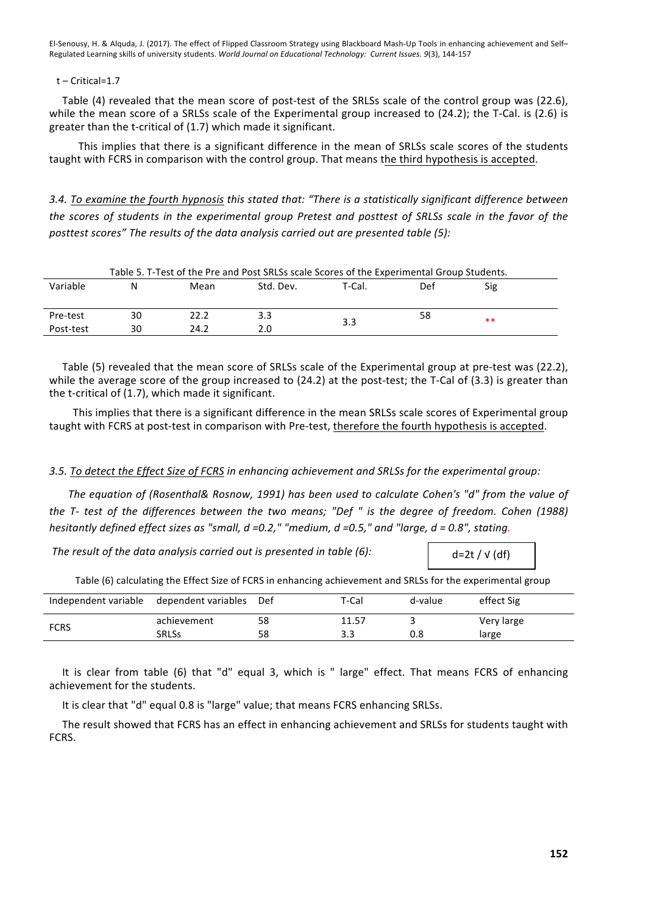t – Critical=1.7

Table (4) revealed that the mean score of post-test of the SRLSs scale of the control group was (22.6), while the mean score of a SRLSs scale of the Experimental group increased to (24.2); the T-Cal. is (2.6) is greater than the t-critical of (1.7) which made it significant.

This implies that there is a significant difference in the mean of SRLSs scale scores of the students taught with FCRS in comparison with the control group. That means the third hypothesis is accepted.

*3.4. To examine the fourth hypnosis this stated that: "There is a statistically significant difference between the scores of students in the experimental group Pretest and posttest of SRLSs scale in the favor of the posttest scores" The results of the data analysis carried out are presented table (5):*

Table 5. T-Test of the Pre and Post SRLSs scale Scores of the Experimental Group Students.

| Variable | N | Mean | Std. Dev. | T-Cal. | Def | Sig |
|---|---|---|---|---|---|---|
| Pre-test | 30 | 22.2 | 3.3 | 3.3 | 58 | ** |
| Post-test | 30 | 24.2 | 2.0 | | | |

Table (5) revealed that the mean score of SRLSs scale of the Experimental group at pre-test was (22.2), while the average score of the group increased to (24.2) at the post-test; the T-Cal of (3.3) is greater than the t-critical of (1.7), which made it significant.

This implies that there is a significant difference in the mean SRLSs scale scores of Experimental group taught with FCRS at post-test in comparison with Pre-test, therefore the fourth hypothesis is accepted.

*3.5. To detect the Effect Size of FCRS in enhancing achievement and SRLSs for the experimental group:*

*The equation of (Rosenthal& Rosnow, 1991) has been used to calculate Cohen's "d" from the value of the T- test of the differences between the two means; "Def " is the degree of freedom. Cohen (1988) hesitantly defined effect sizes as "small, d =0.2," "medium, d =0.5," and "large, d = 0.8", stating.*

*The result of the data analysis carried out is presented in table (6):*

$$d=2t / \sqrt{(df)}$$

Table (6) calculating the Effect Size of FCRS in enhancing achievement and SRLSs for the experimental group

| Independent variable | dependent variables | Def | T-Cal | d-value | effect Sig |
|---|---|---|---|---|---|
| FCRS | achievement | 58 | 11.57 | 3 | Very large |
| | SRLSs | 58 | 3.3 | 0.8 | large |

It is clear from table (6) that "d" equal 3, which is " large" effect. That means FCRS of enhancing achievement for the students.

It is clear that "d" equal 0.8 is "large" value; that means FCRS enhancing SRLSs.

The result showed that FCRS has an effect in enhancing achievement and SRLSs for students taught with FCRS.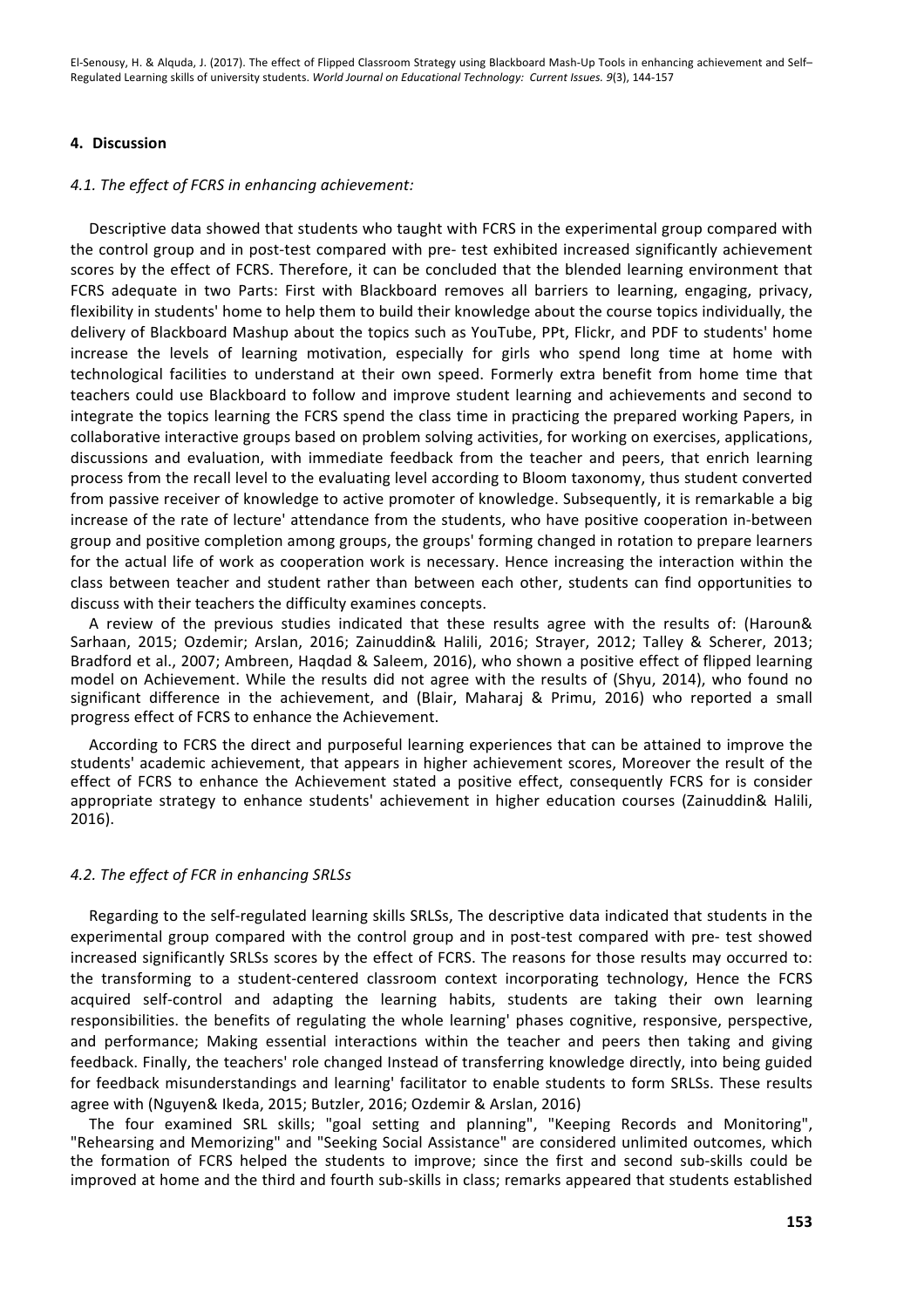## 4. Discussion

### *4.1. The effect of FCRS in enhancing achievement:*

Descriptive data showed that students who taught with FCRS in the experimental group compared with the control group and in post-test compared with pre- test exhibited increased significantly achievement scores by the effect of FCRS. Therefore, it can be concluded that the blended learning environment that FCRS adequate in two Parts: First with Blackboard removes all barriers to learning, engaging, privacy, flexibility in students' home to help them to build their knowledge about the course topics individually, the delivery of Blackboard Mashup about the topics such as YouTube, PPt, Flickr, and PDF to students' home increase the levels of learning motivation, especially for girls who spend long time at home with technological facilities to understand at their own speed. Formerly extra benefit from home time that teachers could use Blackboard to follow and improve student learning and achievements and second to integrate the topics learning the FCRS spend the class time in practicing the prepared working Papers, in collaborative interactive groups based on problem solving activities, for working on exercises, applications, discussions and evaluation, with immediate feedback from the teacher and peers, that enrich learning process from the recall level to the evaluating level according to Bloom taxonomy, thus student converted from passive receiver of knowledge to active promoter of knowledge. Subsequently, it is remarkable a big increase of the rate of lecture' attendance from the students, who have positive cooperation in-between group and positive completion among groups, the groups' forming changed in rotation to prepare learners for the actual life of work as cooperation work is necessary. Hence increasing the interaction within the class between teacher and student rather than between each other, students can find opportunities to discuss with their teachers the difficulty examines concepts.

A review of the previous studies indicated that these results agree with the results of: (Haroun& Sarhaan, 2015; Ozdemir; Arslan, 2016; Zainuddin& Halili, 2016; Strayer, 2012; Talley & Scherer, 2013; Bradford et al., 2007; Ambreen, Haqdad & Saleem, 2016), who shown a positive effect of flipped learning model on Achievement. While the results did not agree with the results of (Shyu, 2014), who found no significant difference in the achievement, and (Blair, Maharaj & Primu, 2016) who reported a small progress effect of FCRS to enhance the Achievement.

According to FCRS the direct and purposeful learning experiences that can be attained to improve the students' academic achievement, that appears in higher achievement scores, Moreover the result of the effect of FCRS to enhance the Achievement stated a positive effect, consequently FCRS for is consider appropriate strategy to enhance students' achievement in higher education courses (Zainuddin& Halili, 2016).

### *4.2. The effect of FCR in enhancing SRLSs*

Regarding to the self-regulated learning skills SRLSs, The descriptive data indicated that students in the experimental group compared with the control group and in post-test compared with pre- test showed increased significantly SRLSs scores by the effect of FCRS. The reasons for those results may occurred to: the transforming to a student-centered classroom context incorporating technology, Hence the FCRS acquired self-control and adapting the learning habits, students are taking their own learning responsibilities. the benefits of regulating the whole learning' phases cognitive, responsive, perspective, and performance; Making essential interactions within the teacher and peers then taking and giving feedback. Finally, the teachers' role changed Instead of transferring knowledge directly, into being guided for feedback misunderstandings and learning' facilitator to enable students to form SRLSs. These results agree with (Nguyen& Ikeda, 2015; Butzler, 2016; Ozdemir & Arslan, 2016)

The four examined SRL skills; "goal setting and planning", "Keeping Records and Monitoring", "Rehearsing and Memorizing" and "Seeking Social Assistance" are considered unlimited outcomes, which the formation of FCRS helped the students to improve; since the first and second sub-skills could be improved at home and the third and fourth sub-skills in class; remarks appeared that students established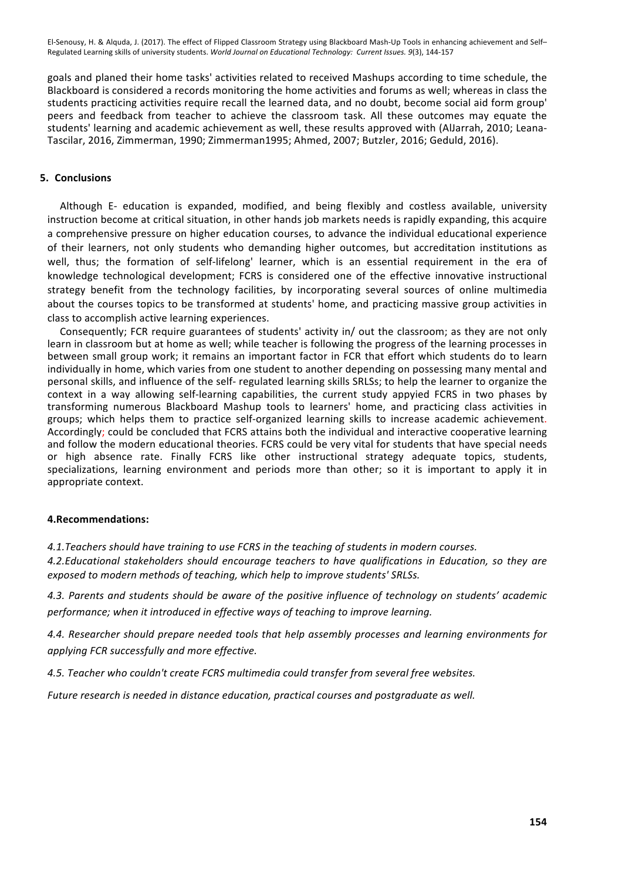goals and planed their home tasks' activities related to received Mashups according to time schedule, the Blackboard is considered a records monitoring the home activities and forums as well; whereas in class the students practicing activities require recall the learned data, and no doubt, become social aid form group' peers and feedback from teacher to achieve the classroom task. All these outcomes may equate the students' learning and academic achievement as well, these results approved with (AlJarrah, 2010; Leana-Tascilar, 2016, Zimmerman, 1990; Zimmerman1995; Ahmed, 2007; Butzler, 2016; Geduld, 2016).

## 5. Conclusions

Although E- education is expanded, modified, and being flexibly and costless available, university instruction become at critical situation, in other hands job markets needs is rapidly expanding, this acquire a comprehensive pressure on higher education courses, to advance the individual educational experience of their learners, not only students who demanding higher outcomes, but accreditation institutions as well, thus; the formation of self-lifelong' learner, which is an essential requirement in the era of knowledge technological development; FCRS is considered one of the effective innovative instructional strategy benefit from the technology facilities, by incorporating several sources of online multimedia about the courses topics to be transformed at students' home, and practicing massive group activities in class to accomplish active learning experiences.

Consequently; FCR require guarantees of students' activity in/ out the classroom; as they are not only learn in classroom but at home as well; while teacher is following the progress of the learning processes in between small group work; it remains an important factor in FCR that effort which students do to learn individually in home, which varies from one student to another depending on possessing many mental and personal skills, and influence of the self- regulated learning skills SRLSs; to help the learner to organize the context in a way allowing self-learning capabilities, the current study appyied FCRS in two phases by transforming numerous Blackboard Mashup tools to learners' home, and practicing class activities in groups; which helps them to practice self-organized learning skills to increase academic achievement. Accordingly; could be concluded that FCRS attains both the individual and interactive cooperative learning and follow the modern educational theories. FCRS could be very vital for students that have special needs or high absence rate. Finally FCRS like other instructional strategy adequate topics, students, specializations, learning environment and periods more than other; so it is important to apply it in appropriate context.

## 4.Recommendations:

*4.1.Teachers should have training to use FCRS in the teaching of students in modern courses.*

*4.2.Educational stakeholders should encourage teachers to have qualifications in Education, so they are exposed to modern methods of teaching, which help to improve students' SRLSs.*

*4.3. Parents and students should be aware of the positive influence of technology on students' academic performance; when it introduced in effective ways of teaching to improve learning.*

*4.4. Researcher should prepare needed tools that help assembly processes and learning environments for applying FCR successfully and more effective.*

*4.5. Teacher who couldn't create FCRS multimedia could transfer from several free websites.*

*Future research is needed in distance education, practical courses and postgraduate as well.*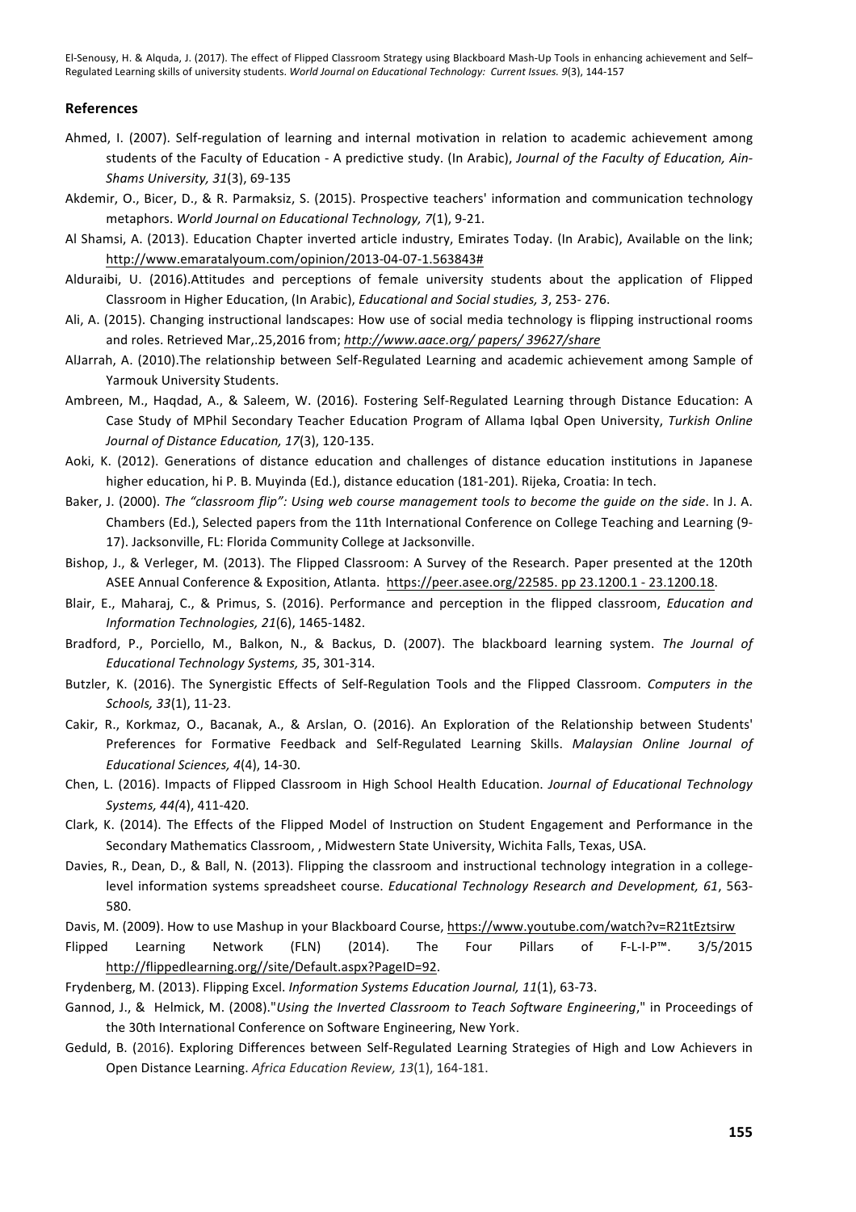## References

Ahmed, I. (2007). Self-regulation of learning and internal motivation in relation to academic achievement among students of the Faculty of Education - A predictive study. (In Arabic), *Journal of the Faculty of Education, Ain-Shams University, 31*(3), 69-135

Akdemir, O., Bicer, D., & R. Parmaksiz, S. (2015). Prospective teachers' information and communication technology metaphors. *World Journal on Educational Technology, 7*(1), 9-21.

Al Shamsi, A. (2013). Education Chapter inverted article industry, Emirates Today. (In Arabic), Available on the link; http://www.emaratalyoum.com/opinion/2013-04-07-1.563843#

Alduraibi, U. (2016).Attitudes and perceptions of female university students about the application of Flipped Classroom in Higher Education, (In Arabic), *Educational and Social studies, 3*, 253- 276.

Ali, A. (2015). Changing instructional landscapes: How use of social media technology is flipping instructional rooms and roles. Retrieved Mar,.25,2016 from; *http://www.aace.org/ papers/ 39627/share*

AlJarrah, A. (2010).The relationship between Self-Regulated Learning and academic achievement among Sample of Yarmouk University Students.

Ambreen, M., Haqdad, A., & Saleem, W. (2016). Fostering Self-Regulated Learning through Distance Education: A Case Study of MPhil Secondary Teacher Education Program of Allama Iqbal Open University, *Turkish Online Journal of Distance Education, 17*(3), 120-135.

Aoki, K. (2012). Generations of distance education and challenges of distance education institutions in Japanese higher education, hi P. B. Muyinda (Ed.), distance education (181-201). Rijeka, Croatia: In tech.

Baker, J. (2000). *The "classroom flip": Using web course management tools to become the guide on the side*. In J. A. Chambers (Ed.), Selected papers from the 11th International Conference on College Teaching and Learning (9-17). Jacksonville, FL: Florida Community College at Jacksonville.

Bishop, J., & Verleger, M. (2013). The Flipped Classroom: A Survey of the Research. Paper presented at the 120th ASEE Annual Conference & Exposition, Atlanta. https://peer.asee.org/22585. pp 23.1200.1 - 23.1200.18.

Blair, E., Maharaj, C., & Primus, S. (2016). Performance and perception in the flipped classroom, *Education and Information Technologies, 21*(6), 1465-1482.

Bradford, P., Porciello, M., Balkon, N., & Backus, D. (2007). The blackboard learning system. *The Journal of Educational Technology Systems, 3*5, 301-314.

Butzler, K. (2016). The Synergistic Effects of Self-Regulation Tools and the Flipped Classroom. *Computers in the Schools, 33*(1), 11-23.

Cakir, R., Korkmaz, O., Bacanak, A., & Arslan, O. (2016). An Exploration of the Relationship between Students' Preferences for Formative Feedback and Self-Regulated Learning Skills. *Malaysian Online Journal of Educational Sciences, 4*(4), 14-30.

Chen, L. (2016). Impacts of Flipped Classroom in High School Health Education. *Journal of Educational Technology Systems, 44(*4), 411-420.

Clark, K. (2014). The Effects of the Flipped Model of Instruction on Student Engagement and Performance in the Secondary Mathematics Classroom, , Midwestern State University, Wichita Falls, Texas, USA.

Davies, R., Dean, D., & Ball, N. (2013). Flipping the classroom and instructional technology integration in a college-level information systems spreadsheet course. *Educational Technology Research and Development, 61*, 563-580.

Davis, M. (2009). How to use Mashup in your Blackboard Course, https://www.youtube.com/watch?v=R21tEztsirw

Flipped Learning Network (FLN) (2014). The Four Pillars of F-L-I-P™. 3/5/2015 http://flippedlearning.org//site/Default.aspx?PageID=92.

Frydenberg, M. (2013). Flipping Excel. *Information Systems Education Journal, 11*(1), 63-73.

Gannod, J., & Helmick, M. (2008)."*Using the Inverted Classroom to Teach Software Engineering*," in Proceedings of the 30th International Conference on Software Engineering, New York.

Geduld, B. (2016). Exploring Differences between Self-Regulated Learning Strategies of High and Low Achievers in Open Distance Learning. *Africa Education Review, 13*(1), 164-181.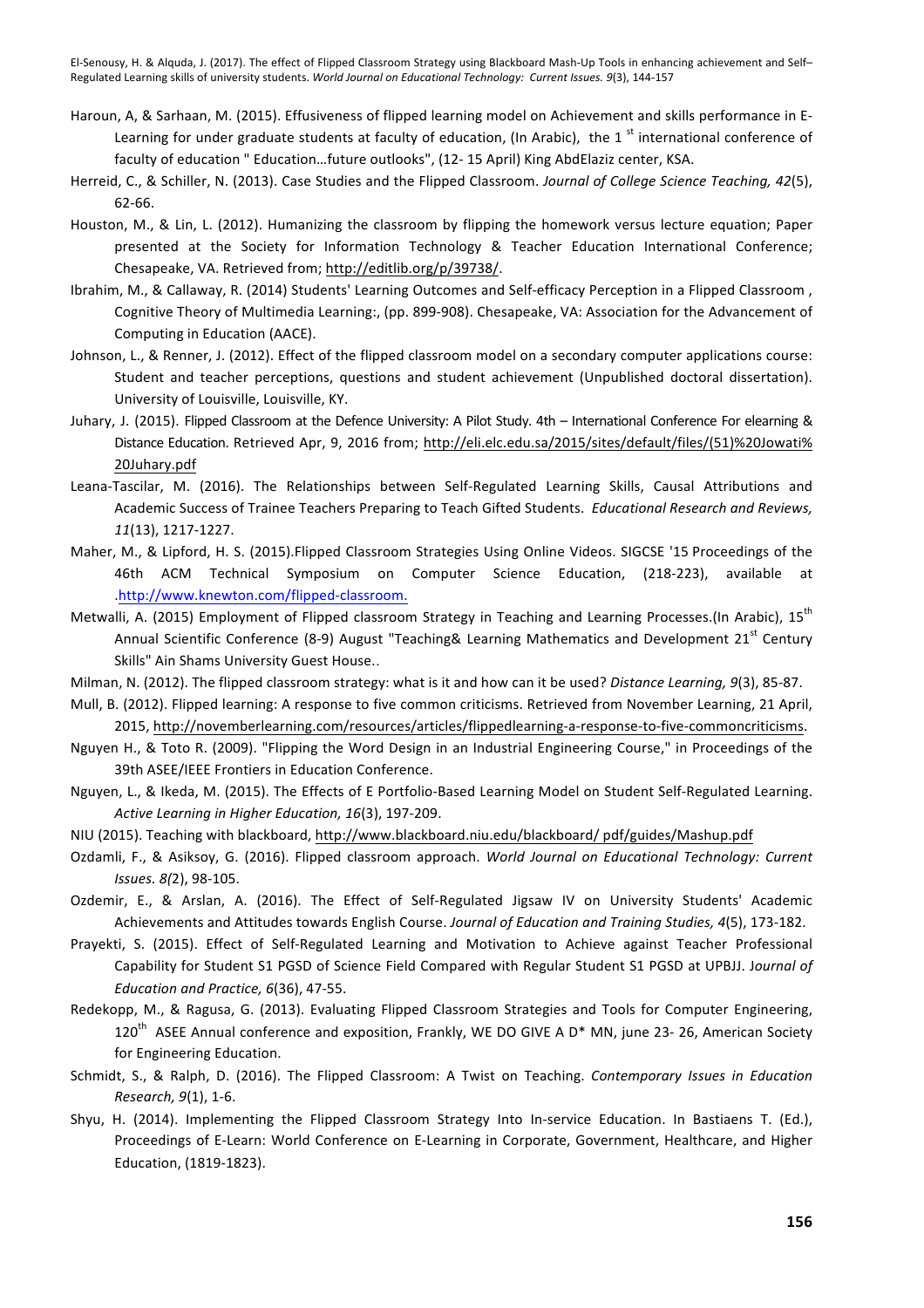Haroun, A, & Sarhaan, M. (2015). Effusiveness of flipped learning model on Achievement and skills performance in E-Learning for under graduate students at faculty of education, (In Arabic), the 1st international conference of faculty of education " Education…future outlooks", (12- 15 April) King AbdElaziz center, KSA.

Herreid, C., & Schiller, N. (2013). Case Studies and the Flipped Classroom. *Journal of College Science Teaching, 42*(5), 62-66.

Houston, M., & Lin, L. (2012). Humanizing the classroom by flipping the homework versus lecture equation; Paper presented at the Society for Information Technology & Teacher Education International Conference; Chesapeake, VA. Retrieved from; http://editlib.org/p/39738/.

Ibrahim, M., & Callaway, R. (2014) Students' Learning Outcomes and Self-efficacy Perception in a Flipped Classroom , Cognitive Theory of Multimedia Learning:, (pp. 899-908). Chesapeake, VA: Association for the Advancement of Computing in Education (AACE).

Johnson, L., & Renner, J. (2012). Effect of the flipped classroom model on a secondary computer applications course: Student and teacher perceptions, questions and student achievement (Unpublished doctoral dissertation). University of Louisville, Louisville, KY.

Juhary, J. (2015). Flipped Classroom at the Defence University: A Pilot Study. 4th – International Conference For elearning & Distance Education. Retrieved Apr, 9, 2016 from; http://eli.elc.edu.sa/2015/sites/default/files/(51)%20Jowati%20Juhary.pdf

Leana-Tascilar, M. (2016). The Relationships between Self-Regulated Learning Skills, Causal Attributions and Academic Success of Trainee Teachers Preparing to Teach Gifted Students. *Educational Research and Reviews, 11*(13), 1217-1227.

Maher, M., & Lipford, H. S. (2015).Flipped Classroom Strategies Using Online Videos. SIGCSE '15 Proceedings of the 46th ACM Technical Symposium on Computer Science Education, (218-223), available at .http://www.knewton.com/flipped-classroom.

Metwalli, A. (2015) Employment of Flipped classroom Strategy in Teaching and Learning Processes.(In Arabic), 15th Annual Scientific Conference (8-9) August "Teaching& Learning Mathematics and Development 21st Century Skills" Ain Shams University Guest House..

Milman, N. (2012). The flipped classroom strategy: what is it and how can it be used? *Distance Learning, 9*(3), 85-87.

Mull, B. (2012). Flipped learning: A response to five common criticisms. Retrieved from November Learning, 21 April, 2015, http://novemberlearning.com/resources/articles/flippedlearning-a-response-to-five-commoncriticisms.

Nguyen H., & Toto R. (2009). "Flipping the Word Design in an Industrial Engineering Course," in Proceedings of the 39th ASEE/IEEE Frontiers in Education Conference.

Nguyen, L., & Ikeda, M. (2015). The Effects of E Portfolio-Based Learning Model on Student Self-Regulated Learning. *Active Learning in Higher Education, 16*(3), 197-209.

NIU (2015). Teaching with blackboard, http://www.blackboard.niu.edu/blackboard/ pdf/guides/Mashup.pdf

Ozdamli, F., & Asiksoy, G. (2016). Flipped classroom approach. *World Journal on Educational Technology: Current Issues. 8(*2), 98-105.

Ozdemir, E., & Arslan, A. (2016). The Effect of Self-Regulated Jigsaw IV on University Students' Academic Achievements and Attitudes towards English Course. *Journal of Education and Training Studies, 4*(5), 173-182.

Prayekti, S. (2015). Effect of Self-Regulated Learning and Motivation to Achieve against Teacher Professional Capability for Student S1 PGSD of Science Field Compared with Regular Student S1 PGSD at UPBJJ. J*ournal of Education and Practice, 6*(36), 47-55.

Redekopp, M., & Ragusa, G. (2013). Evaluating Flipped Classroom Strategies and Tools for Computer Engineering, 120th ASEE Annual conference and exposition, Frankly, WE DO GIVE A D* MN, june 23- 26, American Society for Engineering Education.

Schmidt, S., & Ralph, D. (2016). The Flipped Classroom: A Twist on Teaching. *Contemporary Issues in Education Research, 9*(1), 1-6.

Shyu, H. (2014). Implementing the Flipped Classroom Strategy Into In-service Education. In Bastiaens T. (Ed.), Proceedings of E-Learn: World Conference on E-Learning in Corporate, Government, Healthcare, and Higher Education, (1819-1823).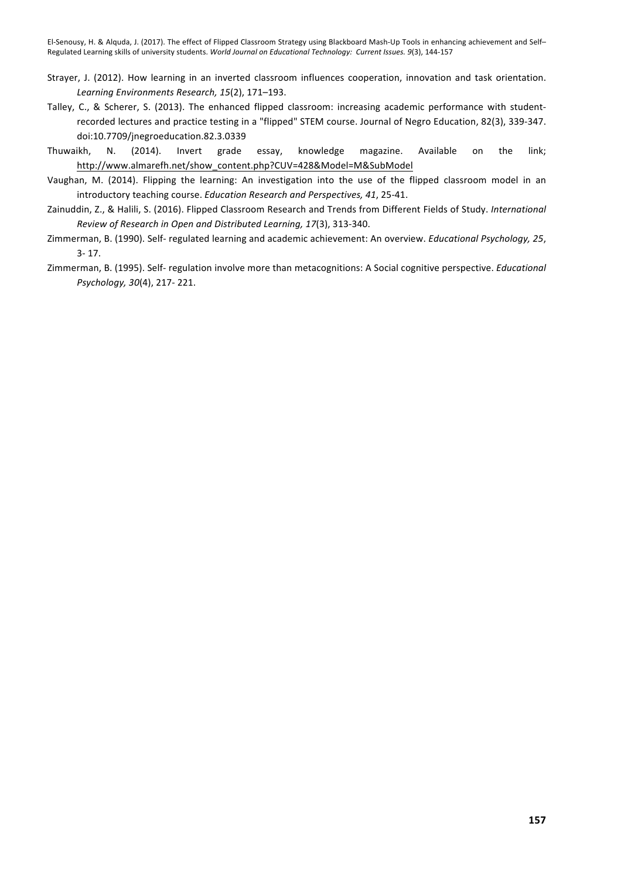Strayer, J. (2012). How learning in an inverted classroom influences cooperation, innovation and task orientation. *Learning Environments Research, 15*(2), 171–193.

Talley, C., & Scherer, S. (2013). The enhanced flipped classroom: increasing academic performance with student-recorded lectures and practice testing in a "flipped" STEM course. Journal of Negro Education, 82(3), 339-347. doi:10.7709/jnegroeducation.82.3.0339

Thuwaikh, N. (2014). Invert grade essay, knowledge magazine. Available on the link; http://www.almarefh.net/show_content.php?CUV=428&Model=M&SubModel

Vaughan, M. (2014). Flipping the learning: An investigation into the use of the flipped classroom model in an introductory teaching course. *Education Research and Perspectives, 41*, 25-41.

Zainuddin, Z., & Halili, S. (2016). Flipped Classroom Research and Trends from Different Fields of Study. *International Review of Research in Open and Distributed Learning, 17*(3), 313-340.

Zimmerman, B. (1990). Self- regulated learning and academic achievement: An overview. *Educational Psychology, 25*, 3- 17.

Zimmerman, B. (1995). Self- regulation involve more than metacognitions: A Social cognitive perspective. *Educational Psychology, 30*(4), 217- 221.